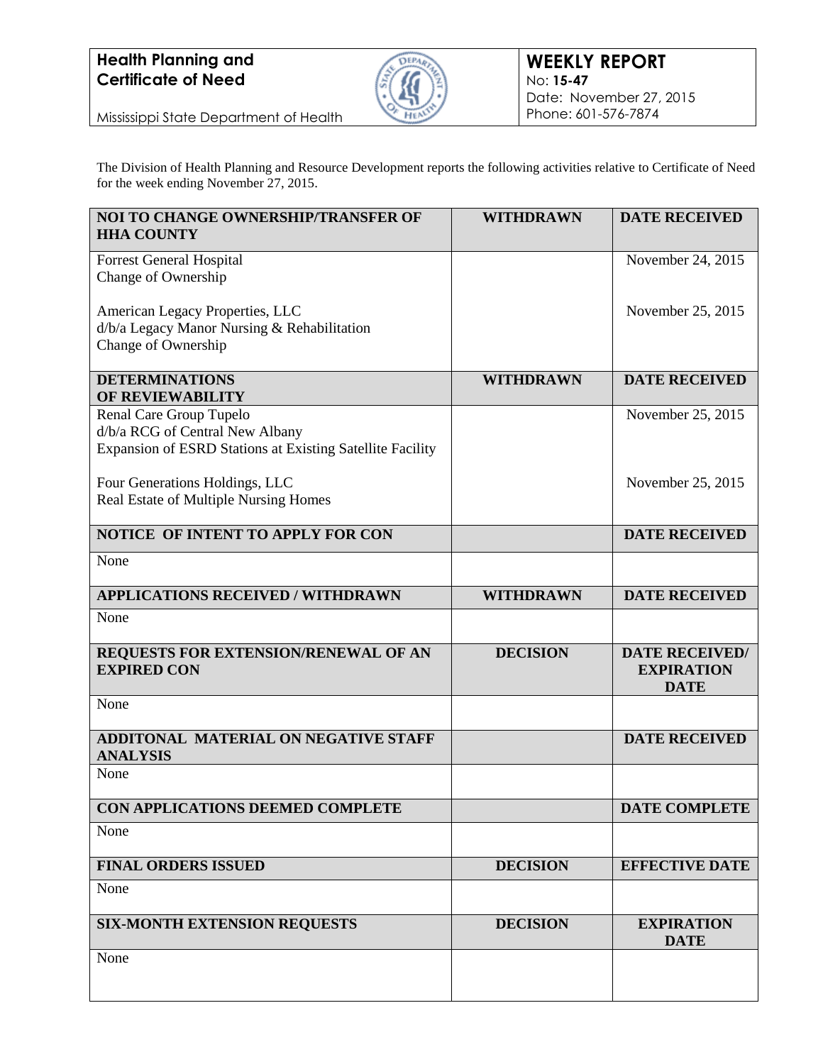**Health Planning and Certificate of Need**

Mississippi State Department of Health

**WEEKLY REPORT**
No: **15-47**
Date: November 27, 2015
Phone: 601-576-7874

The Division of Health Planning and Resource Development reports the following activities relative to Certificate of Need for the week ending November 27, 2015.

| **NOI TO CHANGE OWNERSHIP/TRANSFER OF HHA COUNTY** | **WITHDRAWN** | **DATE RECEIVED** |
|---|---|---|
| Forrest General Hospital<br>Change of Ownership | | November 24, 2015 |
| American Legacy Properties, LLC<br>d/b/a Legacy Manor Nursing & Rehabilitation<br>Change of Ownership | | November 25, 2015 |
| **DETERMINATIONS OF REVIEWABILITY** | **WITHDRAWN** | **DATE RECEIVED** |
| Renal Care Group Tupelo<br>d/b/a RCG of Central New Albany<br>Expansion of ESRD Stations at Existing Satellite Facility | | November 25, 2015 |
| Four Generations Holdings, LLC<br>Real Estate of Multiple Nursing Homes | | November 25, 2015 |
| **NOTICE OF INTENT TO APPLY FOR CON** | | **DATE RECEIVED** |
| None | | |
| **APPLICATIONS RECEIVED / WITHDRAWN** | **WITHDRAWN** | **DATE RECEIVED** |
| None | | |
| **REQUESTS FOR EXTENSION/RENEWAL OF AN EXPIRED CON** | **DECISION** | **DATE RECEIVED/ EXPIRATION DATE** |
| None | | |
| **ADDITONAL MATERIAL ON NEGATIVE STAFF ANALYSIS** | | **DATE RECEIVED** |
| None | | |
| **CON APPLICATIONS DEEMED COMPLETE** | | **DATE COMPLETE** |
| None | | |
| **FINAL ORDERS ISSUED** | **DECISION** | **EFFECTIVE DATE** |
| None | | |
| **SIX-MONTH EXTENSION REQUESTS** | **DECISION** | **EXPIRATION DATE** |
| None | | |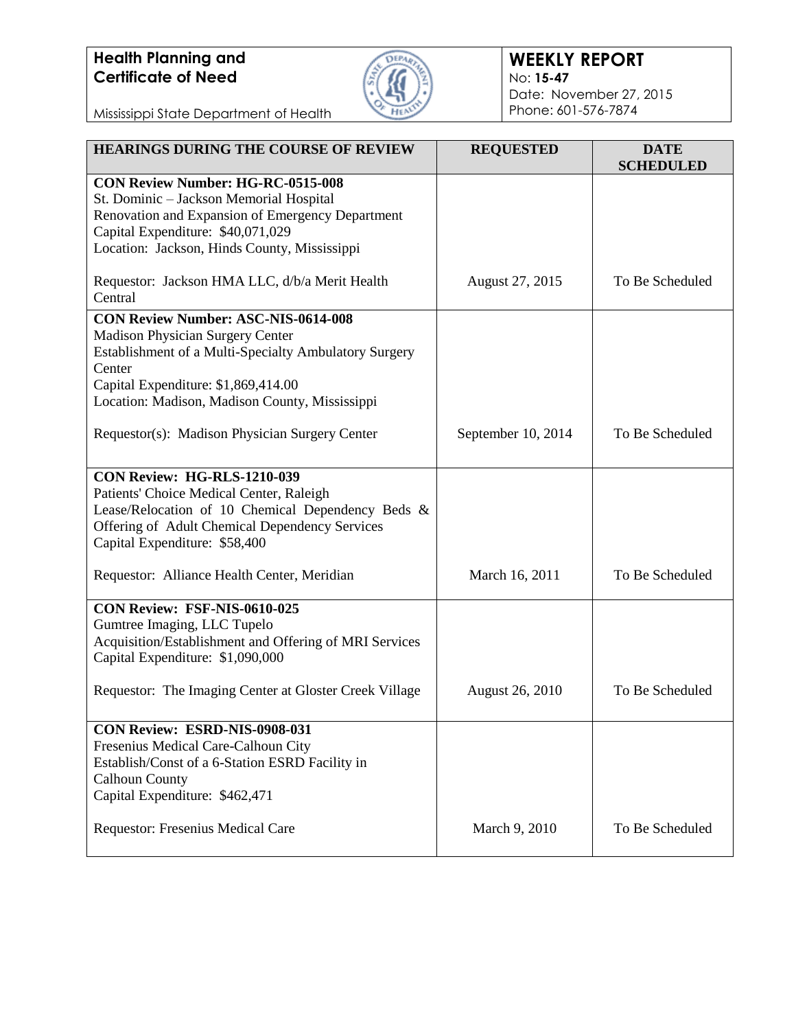**Health Planning and Certificate of Need**

Mississippi State Department of Health

**WEEKLY REPORT**
No: **15-47**
Date: November 27, 2015
Phone: 601-576-7874

| HEARINGS DURING THE COURSE OF REVIEW | REQUESTED | DATE SCHEDULED |
|---|---|---|
| **CON Review Number: HG-RC-0515-008**<br>St. Dominic – Jackson Memorial Hospital<br>Renovation and Expansion of Emergency Department<br>Capital Expenditure: $40,071,029<br>Location: Jackson, Hinds County, Mississippi<br><br>Requestor: Jackson HMA LLC, d/b/a Merit Health Central | August 27, 2015 | To Be Scheduled |
| **CON Review Number: ASC-NIS-0614-008**<br>Madison Physician Surgery Center<br>Establishment of a Multi-Specialty Ambulatory Surgery Center<br>Capital Expenditure: $1,869,414.00<br>Location: Madison, Madison County, Mississippi<br><br>Requestor(s): Madison Physician Surgery Center | September 10, 2014 | To Be Scheduled |
| **CON Review: HG-RLS-1210-039**<br>Patients' Choice Medical Center, Raleigh<br>Lease/Relocation of 10 Chemical Dependency Beds & Offering of Adult Chemical Dependency Services<br>Capital Expenditure: $58,400<br><br>Requestor: Alliance Health Center, Meridian | March 16, 2011 | To Be Scheduled |
| **CON Review: FSF-NIS-0610-025**<br>Gumtree Imaging, LLC Tupelo<br>Acquisition/Establishment and Offering of MRI Services<br>Capital Expenditure: $1,090,000<br><br>Requestor: The Imaging Center at Gloster Creek Village | August 26, 2010 | To Be Scheduled |
| **CON Review: ESRD-NIS-0908-031**<br>Fresenius Medical Care-Calhoun City<br>Establish/Const of a 6-Station ESRD Facility in Calhoun County<br>Capital Expenditure: $462,471<br><br>Requestor: Fresenius Medical Care | March 9, 2010 | To Be Scheduled |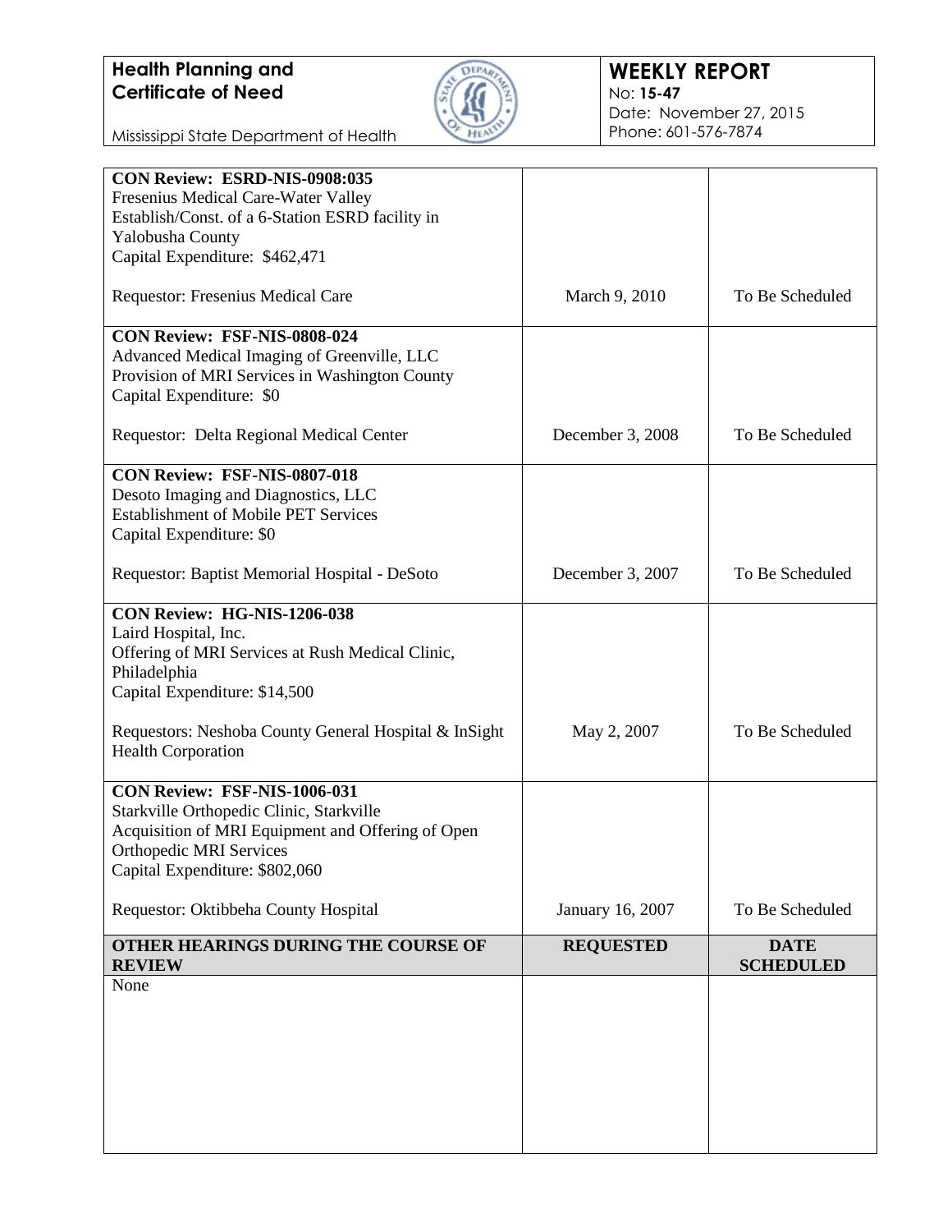| | | |
|---|---|---|
| **CON Review: ESRD-NIS-0908:035**<br>Fresenius Medical Care-Water Valley<br>Establish/Const. of a 6-Station ESRD facility in Yalobusha County<br>Capital Expenditure: $462,471<br><br>Requestor: Fresenius Medical Care | March 9, 2010 | To Be Scheduled |
| **CON Review: FSF-NIS-0808-024**<br>Advanced Medical Imaging of Greenville, LLC<br>Provision of MRI Services in Washington County<br>Capital Expenditure: $0<br><br>Requestor: Delta Regional Medical Center | December 3, 2008 | To Be Scheduled |
| **CON Review: FSF-NIS-0807-018**<br>Desoto Imaging and Diagnostics, LLC<br>Establishment of Mobile PET Services<br>Capital Expenditure: $0<br><br>Requestor: Baptist Memorial Hospital - DeSoto | December 3, 2007 | To Be Scheduled |
| **CON Review: HG-NIS-1206-038**<br>Laird Hospital, Inc.<br>Offering of MRI Services at Rush Medical Clinic, Philadelphia<br>Capital Expenditure: $14,500<br><br>Requestors: Neshoba County General Hospital & InSight Health Corporation | May 2, 2007 | To Be Scheduled |
| **CON Review: FSF-NIS-1006-031**<br>Starkville Orthopedic Clinic, Starkville<br>Acquisition of MRI Equipment and Offering of Open Orthopedic MRI Services<br>Capital Expenditure: $802,060<br><br>Requestor: Oktibbeha County Hospital | January 16, 2007 | To Be Scheduled |
| **OTHER HEARINGS DURING THE COURSE OF REVIEW** | **REQUESTED** | **DATE SCHEDULED** |
| None | | |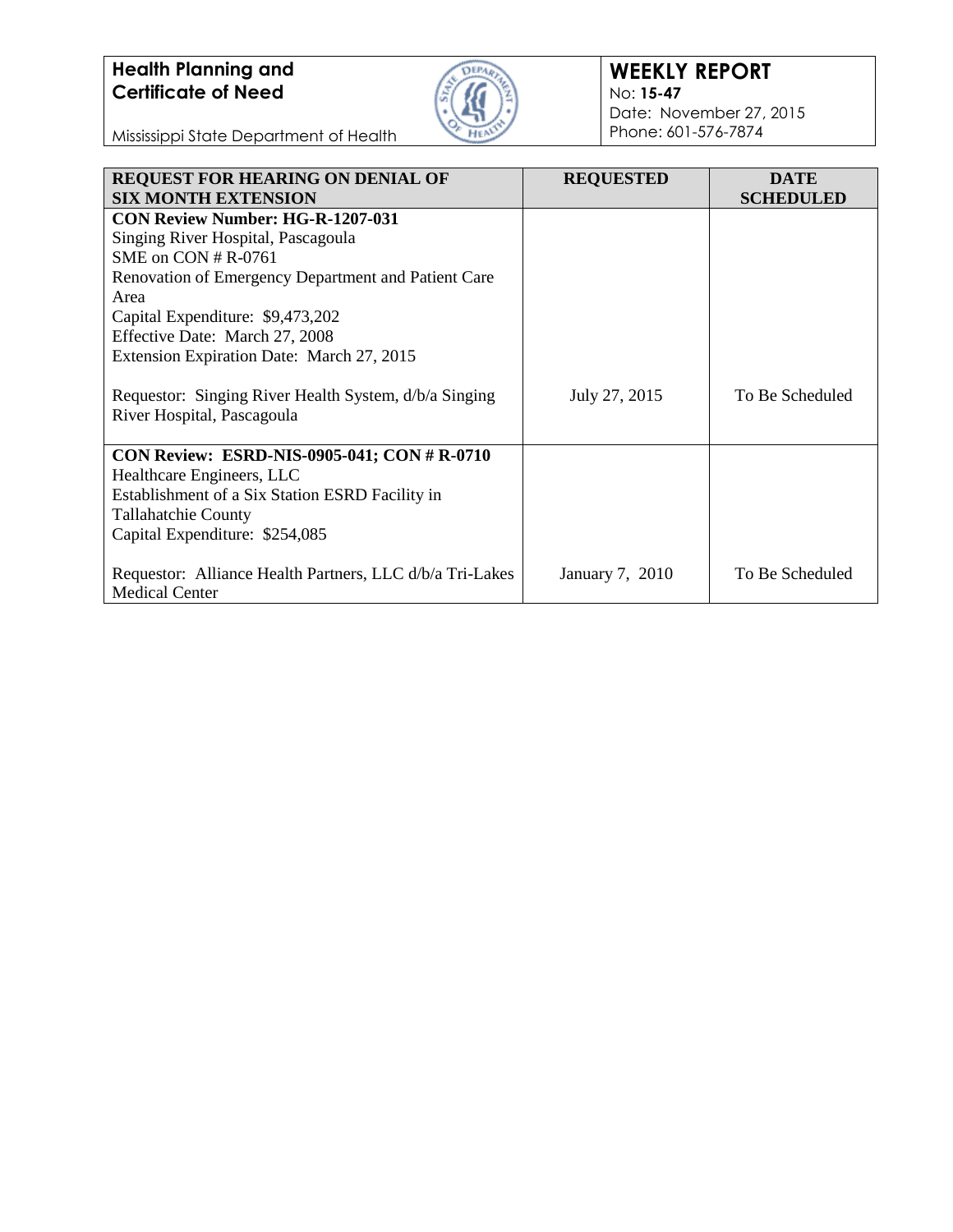| REQUEST FOR HEARING ON DENIAL OF SIX MONTH EXTENSION | REQUESTED | DATE SCHEDULED |
|---|---|---|
| **CON Review Number: HG-R-1207-031**<br>Singing River Hospital, Pascagoula<br>SME on CON # R-0761<br>Renovation of Emergency Department and Patient Care Area<br>Capital Expenditure: $9,473,202<br>Effective Date: March 27, 2008<br>Extension Expiration Date: March 27, 2015<br><br>Requestor: Singing River Health System, d/b/a Singing River Hospital, Pascagoula | July 27, 2015 | To Be Scheduled |
| **CON Review: ESRD-NIS-0905-041; CON # R-0710**<br>Healthcare Engineers, LLC<br>Establishment of a Six Station ESRD Facility in Tallahatchie County<br>Capital Expenditure: $254,085<br><br>Requestor: Alliance Health Partners, LLC d/b/a Tri-Lakes Medical Center | January 7, 2010 | To Be Scheduled |